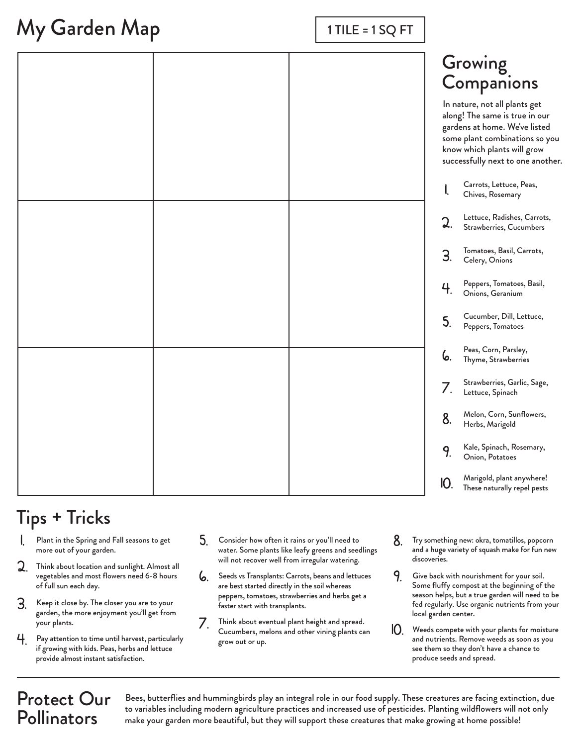# My Garden Map

1 TILE = 1 SQ FT

| | | |
|---|---|---|
| | | |
| | | |
| | | |

## Growing Companions

In nature, not all plants get along! The same is true in our gardens at home. We've listed some plant combinations so you know which plants will grow successfully next to one another.

1. Carrots, Lettuce, Peas, Chives, Rosemary
2. Lettuce, Radishes, Carrots, Strawberries, Cucumbers
3. Tomatoes, Basil, Carrots, Celery, Onions
4. Peppers, Tomatoes, Basil, Onions, Geranium
5. Cucumber, Dill, Lettuce, Peppers, Tomatoes
6. Peas, Corn, Parsley, Thyme, Strawberries
7. Strawberries, Garlic, Sage, Lettuce, Spinach
8. Melon, Corn, Sunflowers, Herbs, Marigold
9. Kale, Spinach, Rosemary, Onion, Potatoes
10. Marigold, plant anywhere! These naturally repel pests

## Tips + Tricks

1. Plant in the Spring and Fall seasons to get more out of your garden.
2. Think about location and sunlight. Almost all vegetables and most flowers need 6-8 hours of full sun each day.
3. Keep it close by. The closer you are to your garden, the more enjoyment you'll get from your plants.
4. Pay attention to time until harvest, particularly if growing with kids. Peas, herbs and lettuce provide almost instant satisfaction.
5. Consider how often it rains or you'll need to water. Some plants like leafy greens and seedlings will not recover well from irregular watering.
6. Seeds vs Transplants: Carrots, beans and lettuces are best started directly in the soil whereas peppers, tomatoes, strawberries and herbs get a faster start with transplants.
7. Think about eventual plant height and spread. Cucumbers, melons and other vining plants can grow out or up.
8. Try something new: okra, tomatillos, popcorn and a huge variety of squash make for fun new discoveries.
9. Give back with nourishment for your soil. Some fluffy compost at the beginning of the season helps, but a true garden will need to be fed regularly. Use organic nutrients from your local garden center.
10. Weeds compete with your plants for moisture and nutrients. Remove weeds as soon as you see them so they don't have a chance to produce seeds and spread.

## Protect Our Pollinators

Bees, butterflies and hummingbirds play an integral role in our food supply. These creatures are facing extinction, due to variables including modern agriculture practices and increased use of pesticides. Planting wildflowers will not only make your garden more beautiful, but they will support these creatures that make growing at home possible!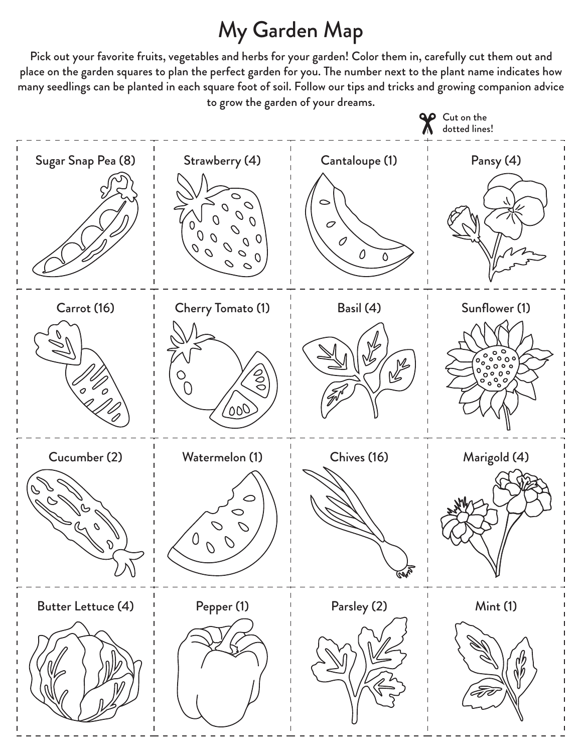# My Garden Map

Pick out your favorite fruits, vegetables and herbs for your garden! Color them in, carefully cut them out and place on the garden squares to plan the perfect garden for you. The number next to the plant name indicates how many seedlings can be planted in each square foot of soil. Follow our tips and tricks and growing companion advice to grow the garden of your dreams.

Cut on the dotted lines!

| | | | |
|---|---|---|---|
| Sugar Snap Pea (8) | Strawberry (4) | Cantaloupe (1) | Pansy (4) |
| Carrot (16) | Cherry Tomato (1) | Basil (4) | Sunflower (1) |
| Cucumber (2) | Watermelon (1) | Chives (16) | Marigold (4) |
| Butter Lettuce (4) | Pepper (1) | Parsley (2) | Mint (1) |